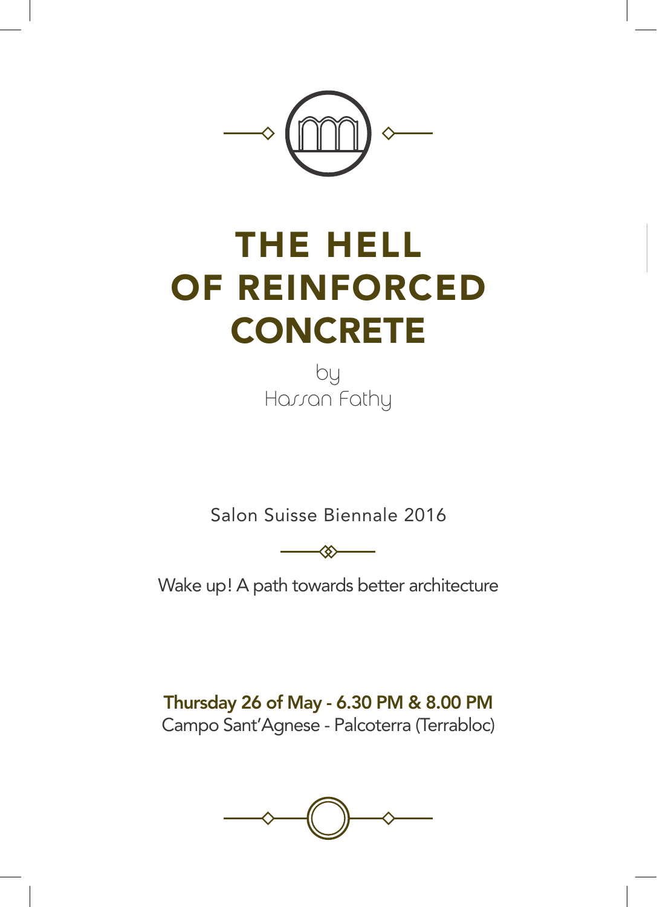# THE HELL OF REINFORCED CONCRETE

by
Hassan Fathy

Salon Suisse Biennale 2016

Wake up! A path towards better architecture

**Thursday 26 of May - 6.30 PM & 8.00 PM**
Campo Sant'Agnese - Palcoterra (Terrabloc)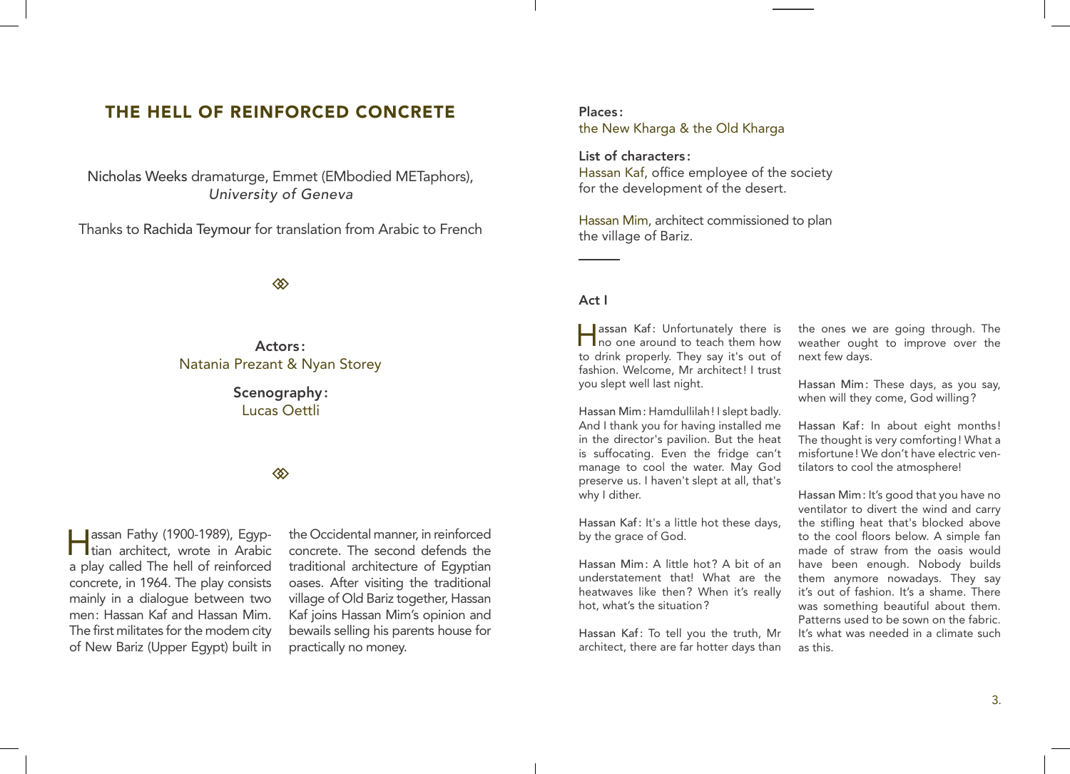# THE HELL OF REINFORCED CONCRETE

Nicholas Weeks dramaturge, Emmet (EMbodied METaphors), *University of Geneva*

Thanks to Rachida Teymour for translation from Arabic to French

**Actors:**
Natania Prezant & Nyan Storey

**Scenography:**
Lucas Oettli

Hassan Fathy (1900-1989), Egyptian architect, wrote in Arabic a play called The hell of reinforced concrete, in 1964. The play consists mainly in a dialogue between two men: Hassan Kaf and Hassan Mim. The first militates for the modem city of New Bariz (Upper Egypt) built in the Occidental manner, in reinforced concrete. The second defends the traditional architecture of Egyptian oases. After visiting the traditional village of Old Bariz together, Hassan Kaf joins Hassan Mim's opinion and bewails selling his parents house for practically no money.

**Places:**
the New Kharga & the Old Kharga

**List of characters:**
Hassan Kaf, office employee of the society for the development of the desert.

Hassan Mim, architect commissioned to plan the village of Bariz.

## Act I

Hassan Kaf: Unfortunately there is no one around to teach them how to drink properly. They say it's out of fashion. Welcome, Mr architect! I trust you slept well last night.

Hassan Mim: Hamdullilah! I slept badly. And I thank you for having installed me in the director's pavilion. But the heat is suffocating. Even the fridge can't manage to cool the water. May God preserve us. I haven't slept at all, that's why I dither.

Hassan Kaf: It's a little hot these days, by the grace of God.

Hassan Mim: A little hot? A bit of an understatement that! What are the heatwaves like then? When it's really hot, what's the situation?

Hassan Kaf: To tell you the truth, Mr architect, there are far hotter days than the ones we are going through. The weather ought to improve over the next few days.

Hassan Mim: These days, as you say, when will they come, God willing?

Hassan Kaf: In about eight months! The thought is very comforting! What a misfortune! We don't have electric ventilators to cool the atmosphere!

Hassan Mim: It's good that you have no ventilator to divert the wind and carry the stifling heat that's blocked above to the cool floors below. A simple fan made of straw from the oasis would have been enough. Nobody builds them anymore nowadays. They say it's out of fashion. It's a shame. There was something beautiful about them. Patterns used to be sown on the fabric. It's what was needed in a climate such as this.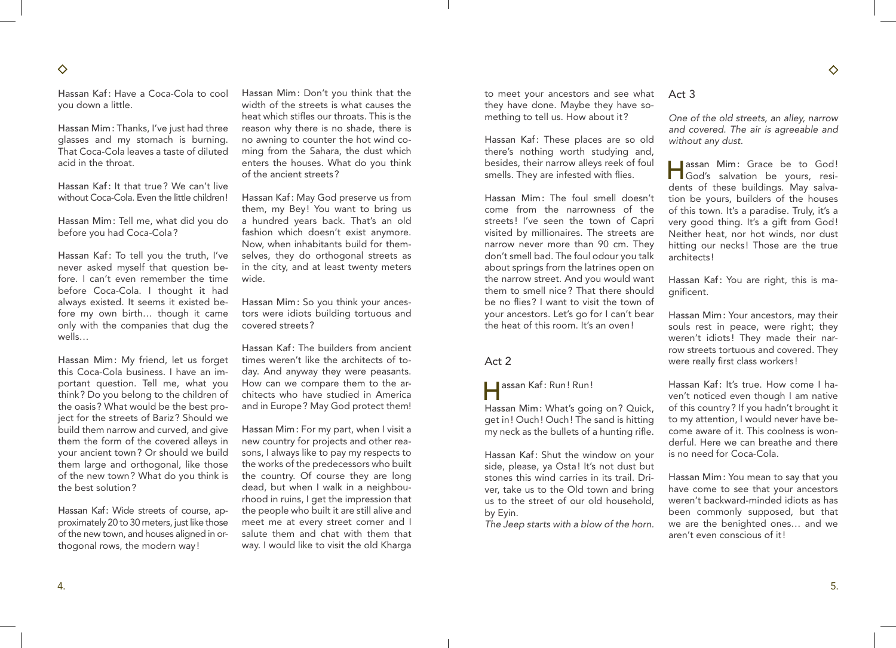Hassan Kaf : Have a Coca-Cola to cool you down a little.

Hassan Mim : Thanks, I've just had three glasses and my stomach is burning. That Coca-Cola leaves a taste of diluted acid in the throat.

Hassan Kaf : It that true ? We can't live without Coca-Cola. Even the little children !

Hassan Mim : Tell me, what did you do before you had Coca-Cola ?

Hassan Kaf : To tell you the truth, I've never asked myself that question before. I can't even remember the time before Coca-Cola. I thought it had always existed. It seems it existed before my own birth… though it came only with the companies that dug the wells…

Hassan Mim : My friend, let us forget this Coca-Cola business. I have an important question. Tell me, what you think ? Do you belong to the children of the oasis ? What would be the best project for the streets of Bariz ? Should we build them narrow and curved, and give them the form of the covered alleys in your ancient town ? Or should we build them large and orthogonal, like those of the new town ? What do you think is the best solution ?

Hassan Kaf : Wide streets of course, approximately 20 to 30 meters, just like those of the new town, and houses aligned in orthogonal rows, the modern way !

Hassan Mim : Don't you think that the width of the streets is what causes the heat which stifles our throats. This is the reason why there is no shade, there is no awning to counter the hot wind coming from the Sahara, the dust which enters the houses. What do you think of the ancient streets ?

Hassan Kaf : May God preserve us from them, my Bey ! You want to bring us a hundred years back. That's an old fashion which doesn't exist anymore. Now, when inhabitants build for themselves, they do orthogonal streets as in the city, and at least twenty meters wide.

Hassan Mim : So you think your ancestors were idiots building tortuous and covered streets ?

Hassan Kaf : The builders from ancient times weren't like the architects of today. And anyway they were peasants. How can we compare them to the architects who have studied in America and in Europe ? May God protect them !

Hassan Mim : For my part, when I visit a new country for projects and other reasons, I always like to pay my respects to the works of the predecessors who built the country. Of course they are long dead, but when I walk in a neighbourhood in ruins, I get the impression that the people who built it are still alive and meet me at every street corner and I salute them and chat with them that way. I would like to visit the old Kharga to meet your ancestors and see what they have done. Maybe they have something to tell us. How about it ?

Hassan Kaf : These places are so old there's nothing worth studying and, besides, their narrow alleys reek of foul smells. They are infested with flies.

Hassan Mim : The foul smell doesn't come from the narrowness of the streets ! I've seen the town of Capri visited by millionaires. The streets are narrow never more than 90 cm. They don't smell bad. The foul odour you talk about springs from the latrines open on the narrow street. And you would want them to smell nice ? That there should be no flies ? I want to visit the town of your ancestors. Let's go for I can't bear the heat of this room. It's an oven !

## Act 2

Hassan Kaf : Run ! Run !

Hassan Mim : What's going on ? Quick, get in ! Ouch ! Ouch ! The sand is hitting my neck as the bullets of a hunting rifle.

Hassan Kaf : Shut the window on your side, please, ya Osta ! It's not dust but stones this wind carries in its trail. Driver, take us to the Old town and bring us to the street of our old household, by Eyin.

*The Jeep starts with a blow of the horn.*

## Act 3

*One of the old streets, an alley, narrow and covered. The air is agreeable and without any dust.*

Hassan Mim : Grace be to God ! God's salvation be yours, residents of these buildings. May salvation be yours, builders of the houses of this town. It's a paradise. Truly, it's a very good thing. It's a gift from God ! Neither heat, nor hot winds, nor dust hitting our necks ! Those are the true architects !

Hassan Kaf : You are right, this is magnificent.

Hassan Mim : Your ancestors, may their souls rest in peace, were right ; they weren't idiots ! They made their narrow streets tortuous and covered. They were really first class workers !

Hassan Kaf : It's true. How come I haven't noticed even though I am native of this country ? If you hadn't brought it to my attention, I would never have become aware of it. This coolness is wonderful. Here we can breathe and there is no need for Coca-Cola.

Hassan Mim : You mean to say that you have come to see that your ancestors weren't backward-minded idiots as has been commonly supposed, but that we are the benighted ones… and we aren't even conscious of it !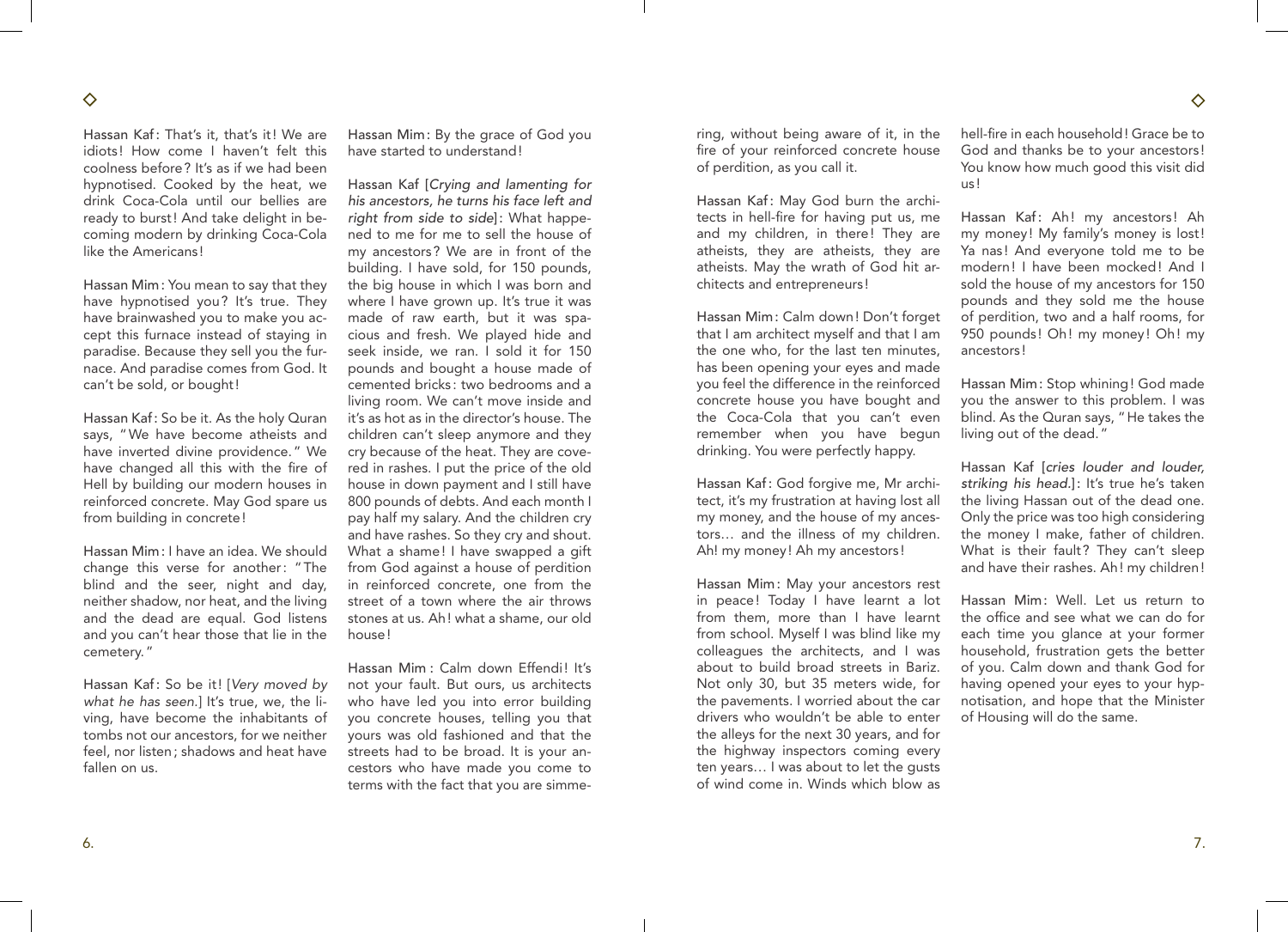Hassan Kaf : That's it, that's it ! We are idiots ! How come I haven't felt this coolness before ? It's as if we had been hypnotised. Cooked by the heat, we drink Coca-Cola until our bellies are ready to burst ! And take delight in becoming modern by drinking Coca-Cola like the Americans !

Hassan Mim : You mean to say that they have hypnotised you ? It's true. They have brainwashed you to make you accept this furnace instead of staying in paradise. Because they sell you the furnace. And paradise comes from God. It can't be sold, or bought !

Hassan Kaf : So be it. As the holy Quran says, " We have become atheists and have inverted divine providence. " We have changed all this with the fire of Hell by building our modern houses in reinforced concrete. May God spare us from building in concrete !

Hassan Mim : I have an idea. We should change this verse for another : " The blind and the seer, night and day, neither shadow, nor heat, and the living and the dead are equal. God listens and you can't hear those that lie in the cemetery. "

Hassan Kaf : So be it ! [*Very moved by what he has seen.*] It's true, we, the living, have become the inhabitants of tombs not our ancestors, for we neither feel, nor listen ; shadows and heat have fallen on us.

Hassan Mim : By the grace of God you have started to understand !

Hassan Kaf [*Crying and lamenting for his ancestors, he turns his face left and right from side to side*] : What happened to me for me to sell the house of my ancestors ? We are in front of the building. I have sold, for 150 pounds, the big house in which I was born and where I have grown up. It's true it was made of raw earth, but it was spacious and fresh. We played hide and seek inside, we ran. I sold it for 150 pounds and bought a house made of cemented bricks : two bedrooms and a living room. We can't move inside and it's as hot as in the director's house. The children can't sleep anymore and they cry because of the heat. They are covered in rashes. I put the price of the old house in down payment and I still have 800 pounds of debts. And each month I pay half my salary. And the children cry and have rashes. So they cry and shout. What a shame ! I have swapped a gift from God against a house of perdition in reinforced concrete, one from the street of a town where the air throws stones at us. Ah ! what a shame, our old house !

Hassan Mim : Calm down Effendi ! It's not your fault. But ours, us architects who have led you into error building you concrete houses, telling you that yours was old fashioned and that the streets had to be broad. It is your ancestors who have made you come to terms with the fact that you are simmering, without being aware of it, in the fire of your reinforced concrete house of perdition, as you call it.

Hassan Kaf : May God burn the architects in hell-fire for having put us, me and my children, in there ! They are atheists, they are atheists, they are atheists. May the wrath of God hit architects and entrepreneurs !

Hassan Mim : Calm down ! Don't forget that I am architect myself and that I am the one who, for the last ten minutes, has been opening your eyes and made you feel the difference in the reinforced concrete house you have bought and the Coca-Cola that you can't even remember when you have begun drinking. You were perfectly happy.

Hassan Kaf : God forgive me, Mr architect, it's my frustration at having lost all my money, and the house of my ancestors… and the illness of my children. Ah ! my money ! Ah my ancestors !

Hassan Mim : May your ancestors rest in peace ! Today I have learnt a lot from them, more than I have learnt from school. Myself I was blind like my colleagues the architects, and I was about to build broad streets in Bariz. Not only 30, but 35 meters wide, for the pavements. I worried about the car drivers who wouldn't be able to enter the alleys for the next 30 years, and for the highway inspectors coming every ten years… I was about to let the gusts of wind come in. Winds which blow as hell-fire in each household ! Grace be to God and thanks be to your ancestors ! You know how much good this visit did us !

Hassan Kaf : Ah ! my ancestors ! Ah my money ! My family's money is lost ! Ya nas ! And everyone told me to be modern ! I have been mocked ! And I sold the house of my ancestors for 150 pounds and they sold me the house of perdition, two and a half rooms, for 950 pounds ! Oh ! my money ! Oh ! my ancestors !

Hassan Mim : Stop whining ! God made you the answer to this problem. I was blind. As the Quran says, " He takes the living out of the dead. "

Hassan Kaf [*cries louder and louder, striking his head.*] : It's true he's taken the living Hassan out of the dead one. Only the price was too high considering the money I make, father of children. What is their fault ? They can't sleep and have their rashes. Ah ! my children !

Hassan Mim : Well. Let us return to the office and see what we can do for each time you glance at your former household, frustration gets the better of you. Calm down and thank God for having opened your eyes to your hypnotisation, and hope that the Minister of Housing will do the same.